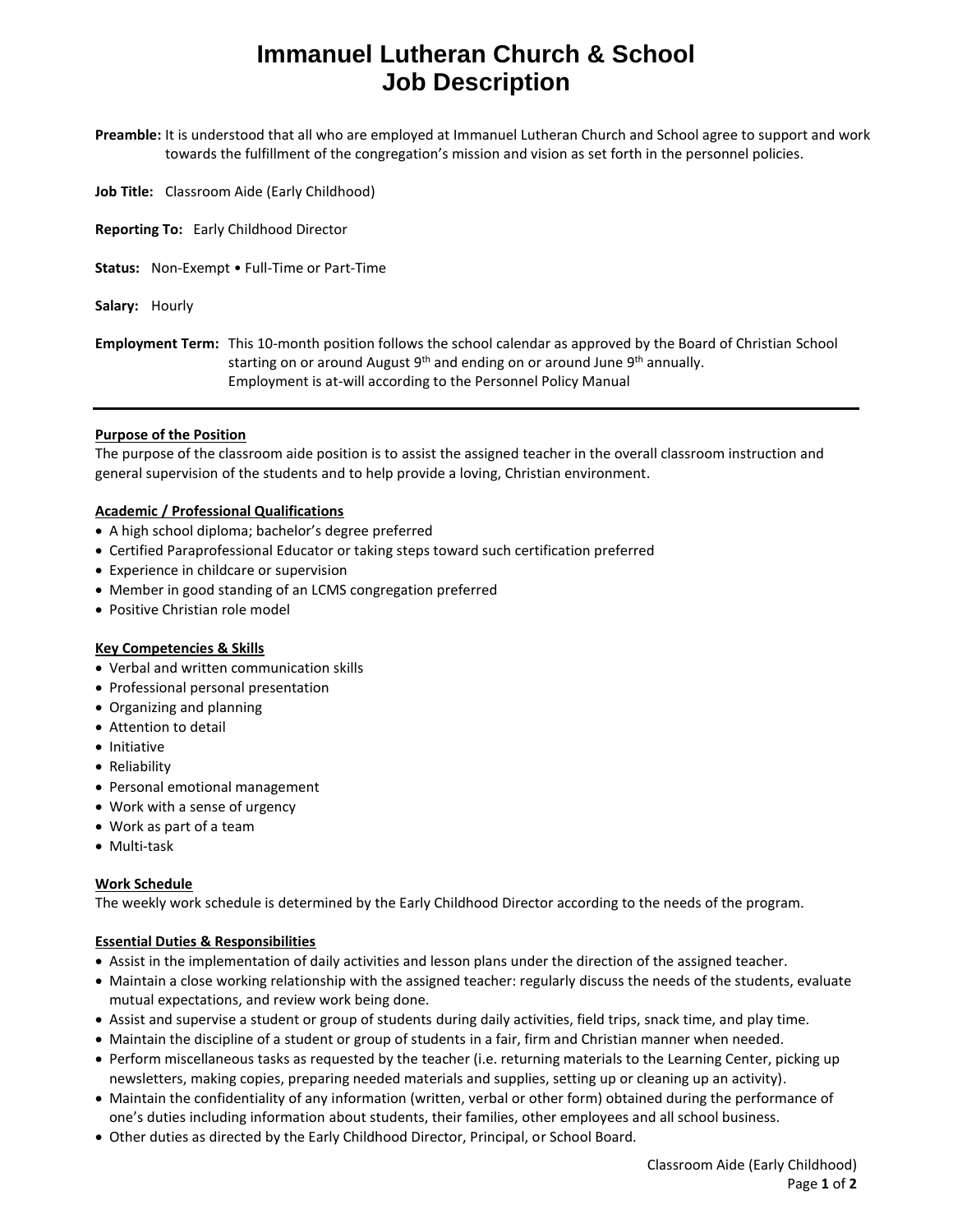# Immanuel Lutheran Church & School
# Job Description

**Preamble:** It is understood that all who are employed at Immanuel Lutheran Church and School agree to support and work towards the fulfillment of the congregation's mission and vision as set forth in the personnel policies.

**Job Title:** Classroom Aide (Early Childhood)

**Reporting To:** Early Childhood Director

**Status:** Non-Exempt • Full-Time or Part-Time

**Salary:** Hourly

**Employment Term:** This 10-month position follows the school calendar as approved by the Board of Christian School starting on or around August 9th and ending on or around June 9th annually. Employment is at-will according to the Personnel Policy Manual

---

**Purpose of the Position**

The purpose of the classroom aide position is to assist the assigned teacher in the overall classroom instruction and general supervision of the students and to help provide a loving, Christian environment.

**Academic / Professional Qualifications**

- A high school diploma; bachelor's degree preferred
- Certified Paraprofessional Educator or taking steps toward such certification preferred
- Experience in childcare or supervision
- Member in good standing of an LCMS congregation preferred
- Positive Christian role model

**Key Competencies & Skills**

- Verbal and written communication skills
- Professional personal presentation
- Organizing and planning
- Attention to detail
- Initiative
- Reliability
- Personal emotional management
- Work with a sense of urgency
- Work as part of a team
- Multi-task

**Work Schedule**

The weekly work schedule is determined by the Early Childhood Director according to the needs of the program.

**Essential Duties & Responsibilities**

- Assist in the implementation of daily activities and lesson plans under the direction of the assigned teacher.
- Maintain a close working relationship with the assigned teacher: regularly discuss the needs of the students, evaluate mutual expectations, and review work being done.
- Assist and supervise a student or group of students during daily activities, field trips, snack time, and play time.
- Maintain the discipline of a student or group of students in a fair, firm and Christian manner when needed.
- Perform miscellaneous tasks as requested by the teacher (i.e. returning materials to the Learning Center, picking up newsletters, making copies, preparing needed materials and supplies, setting up or cleaning up an activity).
- Maintain the confidentiality of any information (written, verbal or other form) obtained during the performance of one's duties including information about students, their families, other employees and all school business.
- Other duties as directed by the Early Childhood Director, Principal, or School Board.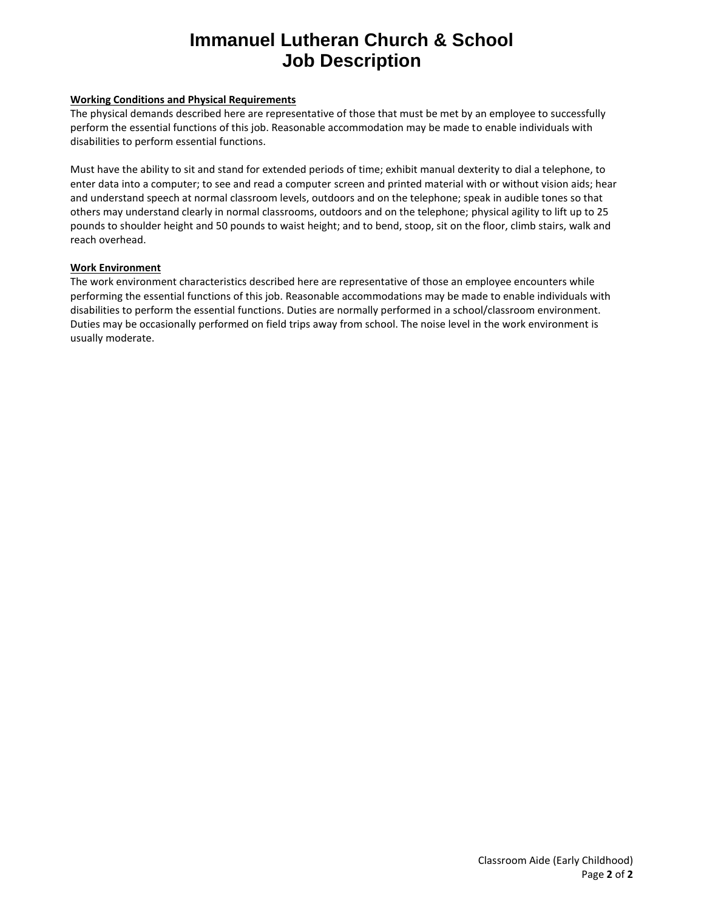**<u>Working Conditions and Physical Requirements</u>**

The physical demands described here are representative of those that must be met by an employee to successfully perform the essential functions of this job. Reasonable accommodation may be made to enable individuals with disabilities to perform essential functions.

Must have the ability to sit and stand for extended periods of time; exhibit manual dexterity to dial a telephone, to enter data into a computer; to see and read a computer screen and printed material with or without vision aids; hear and understand speech at normal classroom levels, outdoors and on the telephone; speak in audible tones so that others may understand clearly in normal classrooms, outdoors and on the telephone; physical agility to lift up to 25 pounds to shoulder height and 50 pounds to waist height; and to bend, stoop, sit on the floor, climb stairs, walk and reach overhead.

**<u>Work Environment</u>**

The work environment characteristics described here are representative of those an employee encounters while performing the essential functions of this job. Reasonable accommodations may be made to enable individuals with disabilities to perform the essential functions. Duties are normally performed in a school/classroom environment. Duties may be occasionally performed on field trips away from school. The noise level in the work environment is usually moderate.